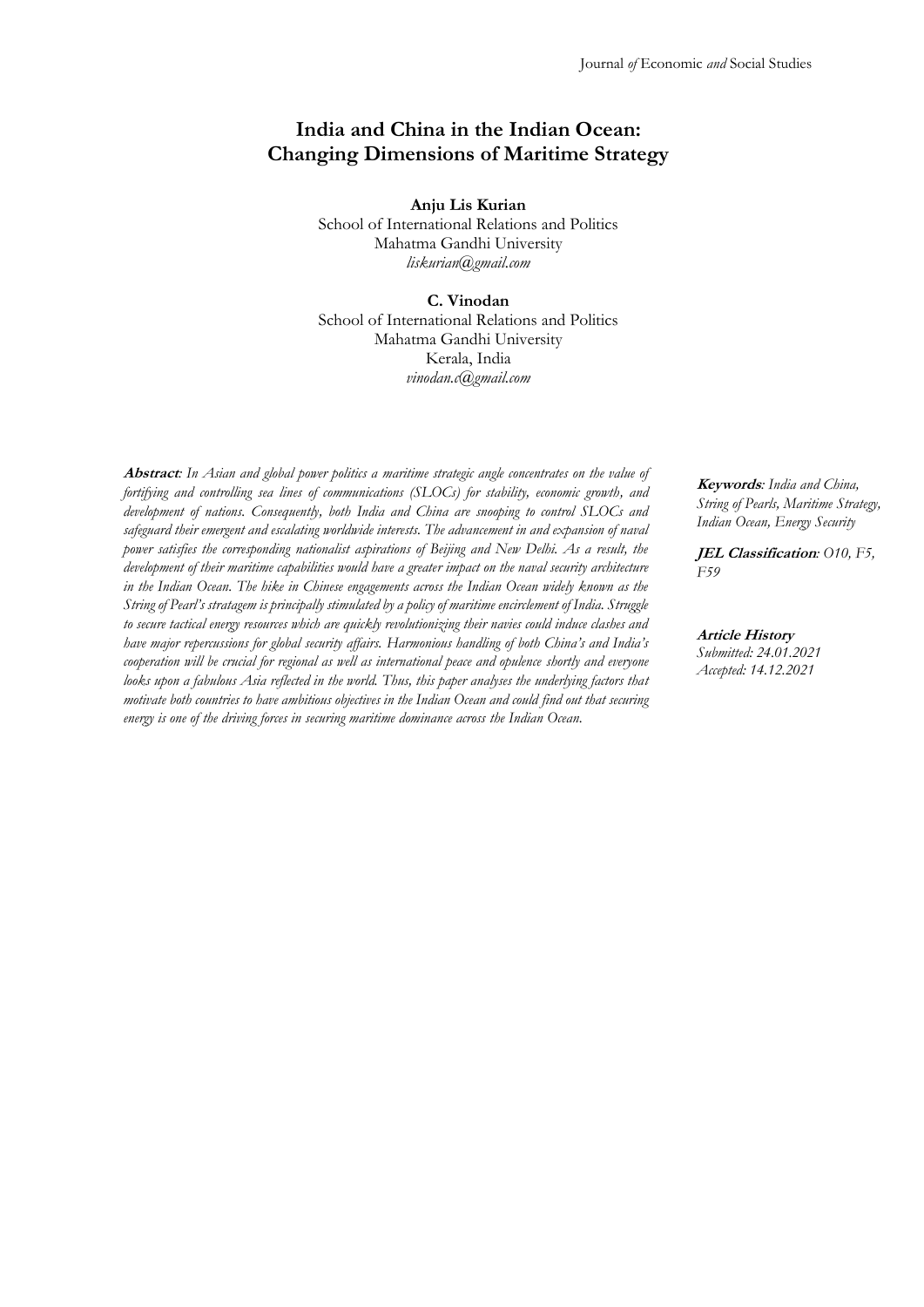# India and China in the Indian Ocean: Changing Dimensions of Maritime Strategy

**Anju Lis Kurian**
School of International Relations and Politics
Mahatma Gandhi University
*liskurian@gmail.com*

**C. Vinodan**
School of International Relations and Politics
Mahatma Gandhi University
Kerala, India
*vinodan.c@gmail.com*

***Abstract**: In Asian and global power politics a maritime strategic angle concentrates on the value of fortifying and controlling sea lines of communications (SLOCs) for stability, economic growth, and development of nations. Consequently, both India and China are snooping to control SLOCs and safeguard their emergent and escalating worldwide interests. The advancement in and expansion of naval power satisfies the corresponding nationalist aspirations of Beijing and New Delhi. As a result, the development of their maritime capabilities would have a greater impact on the naval security architecture in the Indian Ocean. The hike in Chinese engagements across the Indian Ocean widely known as the String of Pearl's stratagem is principally stimulated by a policy of maritime encirclement of India. Struggle to secure tactical energy resources which are quickly revolutionizing their navies could induce clashes and have major repercussions for global security affairs. Harmonious handling of both China's and India's cooperation will be crucial for regional as well as international peace and opulence shortly and everyone looks upon a fabulous Asia reflected in the world. Thus, this paper analyses the underlying factors that motivate both countries to have ambitious objectives in the Indian Ocean and could find out that securing energy is one of the driving forces in securing maritime dominance across the Indian Ocean.*

***Keywords**: India and China, String of Pearls, Maritime Strategy, Indian Ocean, Energy Security*

***JEL Classification**: O10, F5, F59*

***Article History***
*Submitted: 24.01.2021*
*Accepted: 14.12.2021*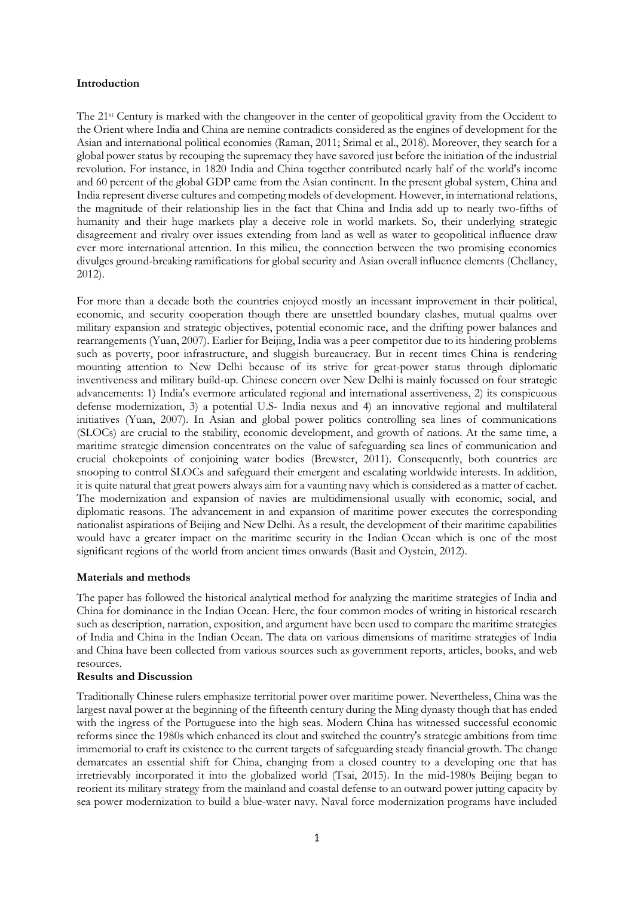**Introduction**

The 21st Century is marked with the changeover in the center of geopolitical gravity from the Occident to the Orient where India and China are nemine contradicts considered as the engines of development for the Asian and international political economies (Raman, 2011; Srimal et al., 2018). Moreover, they search for a global power status by recouping the supremacy they have savored just before the initiation of the industrial revolution. For instance, in 1820 India and China together contributed nearly half of the world's income and 60 percent of the global GDP came from the Asian continent. In the present global system, China and India represent diverse cultures and competing models of development. However, in international relations, the magnitude of their relationship lies in the fact that China and India add up to nearly two-fifths of humanity and their huge markets play a deceive role in world markets. So, their underlying strategic disagreement and rivalry over issues extending from land as well as water to geopolitical influence draw ever more international attention. In this milieu, the connection between the two promising economies divulges ground-breaking ramifications for global security and Asian overall influence elements (Chellaney, 2012).

For more than a decade both the countries enjoyed mostly an incessant improvement in their political, economic, and security cooperation though there are unsettled boundary clashes, mutual qualms over military expansion and strategic objectives, potential economic race, and the drifting power balances and rearrangements (Yuan, 2007). Earlier for Beijing, India was a peer competitor due to its hindering problems such as poverty, poor infrastructure, and sluggish bureaucracy. But in recent times China is rendering mounting attention to New Delhi because of its strive for great-power status through diplomatic inventiveness and military build-up. Chinese concern over New Delhi is mainly focussed on four strategic advancements: 1) India's evermore articulated regional and international assertiveness, 2) its conspicuous defense modernization, 3) a potential U.S- India nexus and 4) an innovative regional and multilateral initiatives (Yuan, 2007). In Asian and global power politics controlling sea lines of communications (SLOCs) are crucial to the stability, economic development, and growth of nations. At the same time, a maritime strategic dimension concentrates on the value of safeguarding sea lines of communication and crucial chokepoints of conjoining water bodies (Brewster, 2011). Consequently, both countries are snooping to control SLOCs and safeguard their emergent and escalating worldwide interests. In addition, it is quite natural that great powers always aim for a vaunting navy which is considered as a matter of cachet. The modernization and expansion of navies are multidimensional usually with economic, social, and diplomatic reasons. The advancement in and expansion of maritime power executes the corresponding nationalist aspirations of Beijing and New Delhi. As a result, the development of their maritime capabilities would have a greater impact on the maritime security in the Indian Ocean which is one of the most significant regions of the world from ancient times onwards (Basit and Oystein, 2012).

**Materials and methods**

The paper has followed the historical analytical method for analyzing the maritime strategies of India and China for dominance in the Indian Ocean. Here, the four common modes of writing in historical research such as description, narration, exposition, and argument have been used to compare the maritime strategies of India and China in the Indian Ocean. The data on various dimensions of maritime strategies of India and China have been collected from various sources such as government reports, articles, books, and web resources.

**Results and Discussion**

Traditionally Chinese rulers emphasize territorial power over maritime power. Nevertheless, China was the largest naval power at the beginning of the fifteenth century during the Ming dynasty though that has ended with the ingress of the Portuguese into the high seas. Modern China has witnessed successful economic reforms since the 1980s which enhanced its clout and switched the country's strategic ambitions from time immemorial to craft its existence to the current targets of safeguarding steady financial growth. The change demarcates an essential shift for China, changing from a closed country to a developing one that has irretrievably incorporated it into the globalized world (Tsai, 2015). In the mid-1980s Beijing began to reorient its military strategy from the mainland and coastal defense to an outward power jutting capacity by sea power modernization to build a blue-water navy. Naval force modernization programs have included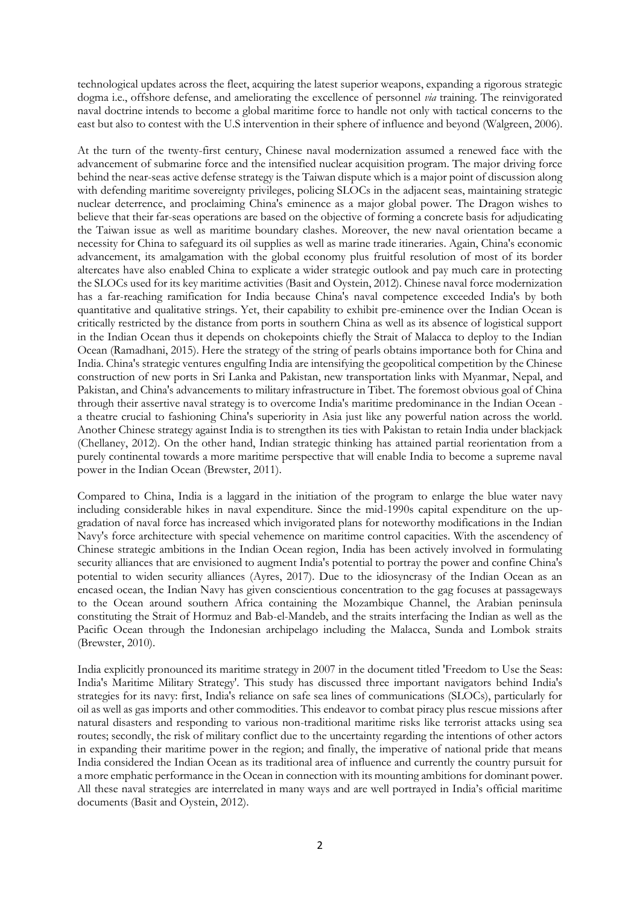technological updates across the fleet, acquiring the latest superior weapons, expanding a rigorous strategic dogma i.e., offshore defense, and ameliorating the excellence of personnel *via* training. The reinvigorated naval doctrine intends to become a global maritime force to handle not only with tactical concerns to the east but also to contest with the U.S intervention in their sphere of influence and beyond (Walgreen, 2006).

At the turn of the twenty-first century, Chinese naval modernization assumed a renewed face with the advancement of submarine force and the intensified nuclear acquisition program. The major driving force behind the near-seas active defense strategy is the Taiwan dispute which is a major point of discussion along with defending maritime sovereignty privileges, policing SLOCs in the adjacent seas, maintaining strategic nuclear deterrence, and proclaiming China's eminence as a major global power. The Dragon wishes to believe that their far-seas operations are based on the objective of forming a concrete basis for adjudicating the Taiwan issue as well as maritime boundary clashes. Moreover, the new naval orientation became a necessity for China to safeguard its oil supplies as well as marine trade itineraries. Again, China's economic advancement, its amalgamation with the global economy plus fruitful resolution of most of its border altercates have also enabled China to explicate a wider strategic outlook and pay much care in protecting the SLOCs used for its key maritime activities (Basit and Oystein, 2012). Chinese naval force modernization has a far-reaching ramification for India because China's naval competence exceeded India's by both quantitative and qualitative strings. Yet, their capability to exhibit pre-eminence over the Indian Ocean is critically restricted by the distance from ports in southern China as well as its absence of logistical support in the Indian Ocean thus it depends on chokepoints chiefly the Strait of Malacca to deploy to the Indian Ocean (Ramadhani, 2015). Here the strategy of the string of pearls obtains importance both for China and India. China's strategic ventures engulfing India are intensifying the geopolitical competition by the Chinese construction of new ports in Sri Lanka and Pakistan, new transportation links with Myanmar, Nepal, and Pakistan, and China's advancements to military infrastructure in Tibet. The foremost obvious goal of China through their assertive naval strategy is to overcome India's maritime predominance in the Indian Ocean - a theatre crucial to fashioning China's superiority in Asia just like any powerful nation across the world. Another Chinese strategy against India is to strengthen its ties with Pakistan to retain India under blackjack (Chellaney, 2012). On the other hand, Indian strategic thinking has attained partial reorientation from a purely continental towards a more maritime perspective that will enable India to become a supreme naval power in the Indian Ocean (Brewster, 2011).

Compared to China, India is a laggard in the initiation of the program to enlarge the blue water navy including considerable hikes in naval expenditure. Since the mid-1990s capital expenditure on the up-gradation of naval force has increased which invigorated plans for noteworthy modifications in the Indian Navy's force architecture with special vehemence on maritime control capacities. With the ascendency of Chinese strategic ambitions in the Indian Ocean region, India has been actively involved in formulating security alliances that are envisioned to augment India's potential to portray the power and confine China's potential to widen security alliances (Ayres, 2017). Due to the idiosyncrasy of the Indian Ocean as an encased ocean, the Indian Navy has given conscientious concentration to the gag focuses at passageways to the Ocean around southern Africa containing the Mozambique Channel, the Arabian peninsula constituting the Strait of Hormuz and Bab-el-Mandeb, and the straits interfacing the Indian as well as the Pacific Ocean through the Indonesian archipelago including the Malacca, Sunda and Lombok straits (Brewster, 2010).

India explicitly pronounced its maritime strategy in 2007 in the document titled 'Freedom to Use the Seas: India's Maritime Military Strategy'. This study has discussed three important navigators behind India's strategies for its navy: first, India's reliance on safe sea lines of communications (SLOCs), particularly for oil as well as gas imports and other commodities. This endeavor to combat piracy plus rescue missions after natural disasters and responding to various non-traditional maritime risks like terrorist attacks using sea routes; secondly, the risk of military conflict due to the uncertainty regarding the intentions of other actors in expanding their maritime power in the region; and finally, the imperative of national pride that means India considered the Indian Ocean as its traditional area of influence and currently the country pursuit for a more emphatic performance in the Ocean in connection with its mounting ambitions for dominant power. All these naval strategies are interrelated in many ways and are well portrayed in India's official maritime documents (Basit and Oystein, 2012).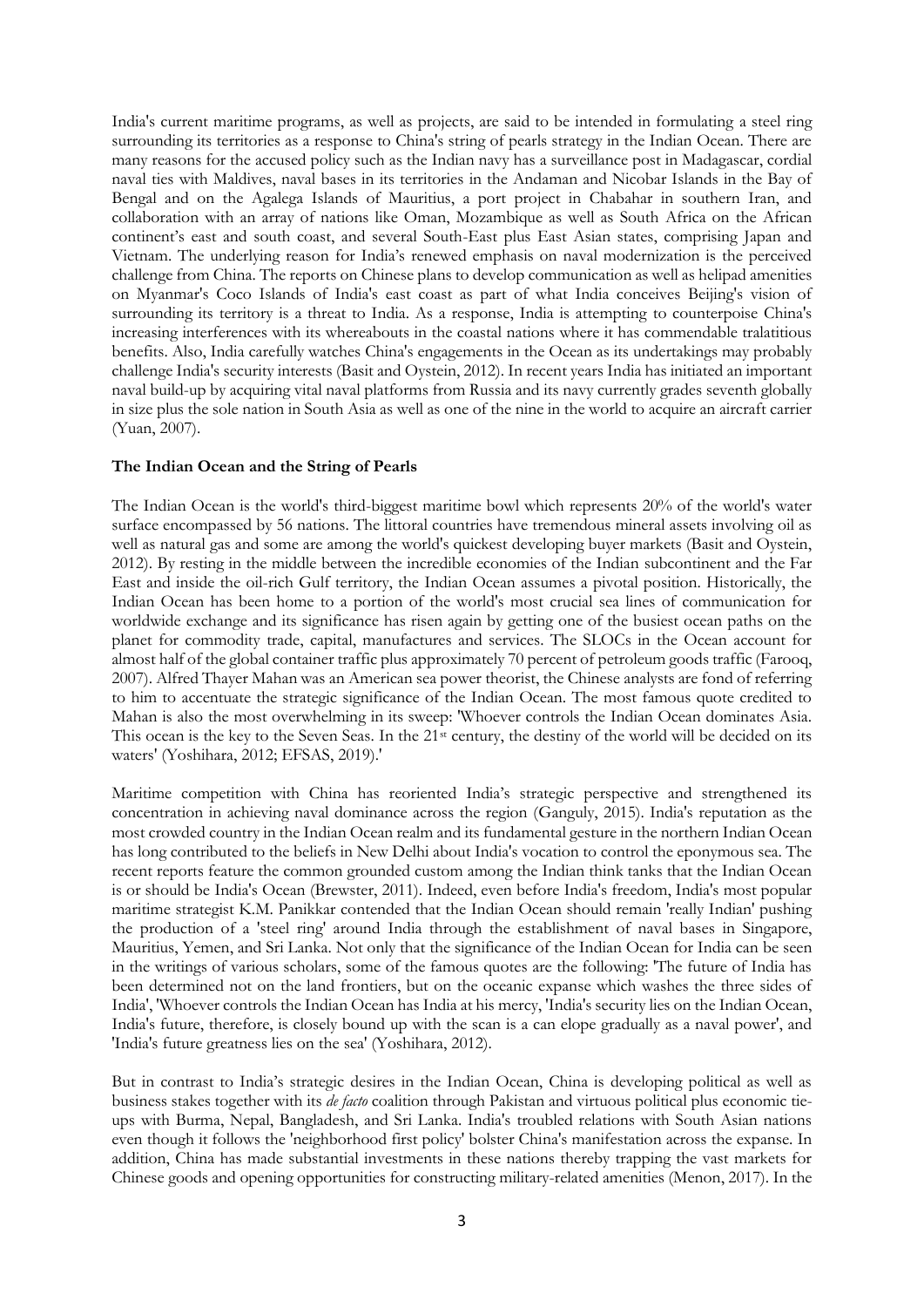India's current maritime programs, as well as projects, are said to be intended in formulating a steel ring surrounding its territories as a response to China's string of pearls strategy in the Indian Ocean. There are many reasons for the accused policy such as the Indian navy has a surveillance post in Madagascar, cordial naval ties with Maldives, naval bases in its territories in the Andaman and Nicobar Islands in the Bay of Bengal and on the Agalega Islands of Mauritius, a port project in Chabahar in southern Iran, and collaboration with an array of nations like Oman, Mozambique as well as South Africa on the African continent's east and south coast, and several South-East plus East Asian states, comprising Japan and Vietnam. The underlying reason for India's renewed emphasis on naval modernization is the perceived challenge from China. The reports on Chinese plans to develop communication as well as helipad amenities on Myanmar's Coco Islands of India's east coast as part of what India conceives Beijing's vision of surrounding its territory is a threat to India. As a response, India is attempting to counterpoise China's increasing interferences with its whereabouts in the coastal nations where it has commendable tralatitious benefits. Also, India carefully watches China's engagements in the Ocean as its undertakings may probably challenge India's security interests (Basit and Oystein, 2012). In recent years India has initiated an important naval build-up by acquiring vital naval platforms from Russia and its navy currently grades seventh globally in size plus the sole nation in South Asia as well as one of the nine in the world to acquire an aircraft carrier (Yuan, 2007).

**The Indian Ocean and the String of Pearls**

The Indian Ocean is the world's third-biggest maritime bowl which represents 20% of the world's water surface encompassed by 56 nations. The littoral countries have tremendous mineral assets involving oil as well as natural gas and some are among the world's quickest developing buyer markets (Basit and Oystein, 2012). By resting in the middle between the incredible economies of the Indian subcontinent and the Far East and inside the oil-rich Gulf territory, the Indian Ocean assumes a pivotal position. Historically, the Indian Ocean has been home to a portion of the world's most crucial sea lines of communication for worldwide exchange and its significance has risen again by getting one of the busiest ocean paths on the planet for commodity trade, capital, manufactures and services. The SLOCs in the Ocean account for almost half of the global container traffic plus approximately 70 percent of petroleum goods traffic (Farooq, 2007). Alfred Thayer Mahan was an American sea power theorist, the Chinese analysts are fond of referring to him to accentuate the strategic significance of the Indian Ocean. The most famous quote credited to Mahan is also the most overwhelming in its sweep: 'Whoever controls the Indian Ocean dominates Asia. This ocean is the key to the Seven Seas. In the 21st century, the destiny of the world will be decided on its waters' (Yoshihara, 2012; EFSAS, 2019).'

Maritime competition with China has reoriented India's strategic perspective and strengthened its concentration in achieving naval dominance across the region (Ganguly, 2015). India's reputation as the most crowded country in the Indian Ocean realm and its fundamental gesture in the northern Indian Ocean has long contributed to the beliefs in New Delhi about India's vocation to control the eponymous sea. The recent reports feature the common grounded custom among the Indian think tanks that the Indian Ocean is or should be India's Ocean (Brewster, 2011). Indeed, even before India's freedom, India's most popular maritime strategist K.M. Panikkar contended that the Indian Ocean should remain 'really Indian' pushing the production of a 'steel ring' around India through the establishment of naval bases in Singapore, Mauritius, Yemen, and Sri Lanka. Not only that the significance of the Indian Ocean for India can be seen in the writings of various scholars, some of the famous quotes are the following: 'The future of India has been determined not on the land frontiers, but on the oceanic expanse which washes the three sides of India', 'Whoever controls the Indian Ocean has India at his mercy, 'India's security lies on the Indian Ocean, India's future, therefore, is closely bound up with the scan is a can elope gradually as a naval power', and 'India's future greatness lies on the sea' (Yoshihara, 2012).

But in contrast to India's strategic desires in the Indian Ocean, China is developing political as well as business stakes together with its *de facto* coalition through Pakistan and virtuous political plus economic tie-ups with Burma, Nepal, Bangladesh, and Sri Lanka. India's troubled relations with South Asian nations even though it follows the 'neighborhood first policy' bolster China's manifestation across the expanse. In addition, China has made substantial investments in these nations thereby trapping the vast markets for Chinese goods and opening opportunities for constructing military-related amenities (Menon, 2017). In the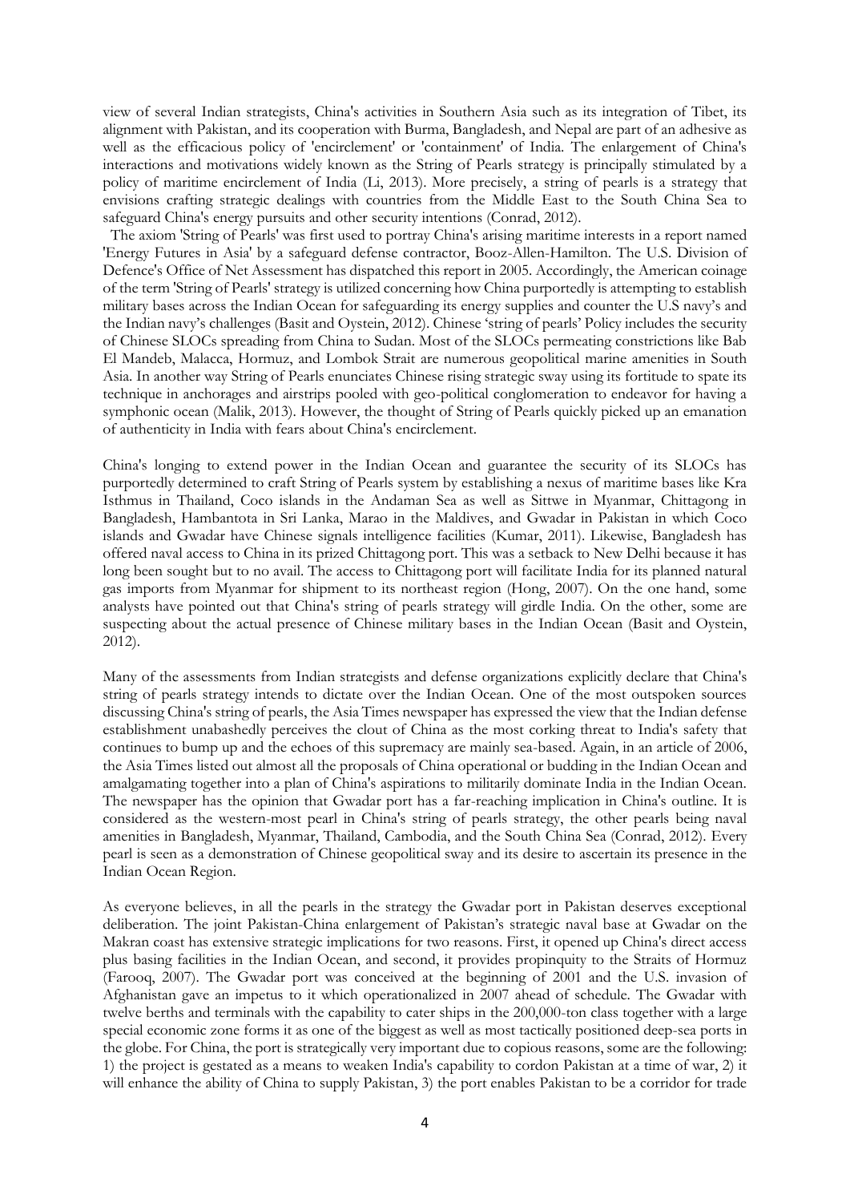view of several Indian strategists, China's activities in Southern Asia such as its integration of Tibet, its alignment with Pakistan, and its cooperation with Burma, Bangladesh, and Nepal are part of an adhesive as well as the efficacious policy of 'encirclement' or 'containment' of India. The enlargement of China's interactions and motivations widely known as the String of Pearls strategy is principally stimulated by a policy of maritime encirclement of India (Li, 2013). More precisely, a string of pearls is a strategy that envisions crafting strategic dealings with countries from the Middle East to the South China Sea to safeguard China's energy pursuits and other security intentions (Conrad, 2012).

The axiom 'String of Pearls' was first used to portray China's arising maritime interests in a report named 'Energy Futures in Asia' by a safeguard defense contractor, Booz-Allen-Hamilton. The U.S. Division of Defence's Office of Net Assessment has dispatched this report in 2005. Accordingly, the American coinage of the term 'String of Pearls' strategy is utilized concerning how China purportedly is attempting to establish military bases across the Indian Ocean for safeguarding its energy supplies and counter the U.S navy's and the Indian navy's challenges (Basit and Oystein, 2012). Chinese 'string of pearls' Policy includes the security of Chinese SLOCs spreading from China to Sudan. Most of the SLOCs permeating constrictions like Bab El Mandeb, Malacca, Hormuz, and Lombok Strait are numerous geopolitical marine amenities in South Asia. In another way String of Pearls enunciates Chinese rising strategic sway using its fortitude to spate its technique in anchorages and airstrips pooled with geo-political conglomeration to endeavor for having a symphonic ocean (Malik, 2013). However, the thought of String of Pearls quickly picked up an emanation of authenticity in India with fears about China's encirclement.

China's longing to extend power in the Indian Ocean and guarantee the security of its SLOCs has purportedly determined to craft String of Pearls system by establishing a nexus of maritime bases like Kra Isthmus in Thailand, Coco islands in the Andaman Sea as well as Sittwe in Myanmar, Chittagong in Bangladesh, Hambantota in Sri Lanka, Marao in the Maldives, and Gwadar in Pakistan in which Coco islands and Gwadar have Chinese signals intelligence facilities (Kumar, 2011). Likewise, Bangladesh has offered naval access to China in its prized Chittagong port. This was a setback to New Delhi because it has long been sought but to no avail. The access to Chittagong port will facilitate India for its planned natural gas imports from Myanmar for shipment to its northeast region (Hong, 2007). On the one hand, some analysts have pointed out that China's string of pearls strategy will girdle India. On the other, some are suspecting about the actual presence of Chinese military bases in the Indian Ocean (Basit and Oystein, 2012).

Many of the assessments from Indian strategists and defense organizations explicitly declare that China's string of pearls strategy intends to dictate over the Indian Ocean. One of the most outspoken sources discussing China's string of pearls, the Asia Times newspaper has expressed the view that the Indian defense establishment unabashedly perceives the clout of China as the most corking threat to India's safety that continues to bump up and the echoes of this supremacy are mainly sea-based. Again, in an article of 2006, the Asia Times listed out almost all the proposals of China operational or budding in the Indian Ocean and amalgamating together into a plan of China's aspirations to militarily dominate India in the Indian Ocean. The newspaper has the opinion that Gwadar port has a far-reaching implication in China's outline. It is considered as the western-most pearl in China's string of pearls strategy, the other pearls being naval amenities in Bangladesh, Myanmar, Thailand, Cambodia, and the South China Sea (Conrad, 2012). Every pearl is seen as a demonstration of Chinese geopolitical sway and its desire to ascertain its presence in the Indian Ocean Region.

As everyone believes, in all the pearls in the strategy the Gwadar port in Pakistan deserves exceptional deliberation. The joint Pakistan-China enlargement of Pakistan's strategic naval base at Gwadar on the Makran coast has extensive strategic implications for two reasons. First, it opened up China's direct access plus basing facilities in the Indian Ocean, and second, it provides propinquity to the Straits of Hormuz (Farooq, 2007). The Gwadar port was conceived at the beginning of 2001 and the U.S. invasion of Afghanistan gave an impetus to it which operationalized in 2007 ahead of schedule. The Gwadar with twelve berths and terminals with the capability to cater ships in the 200,000-ton class together with a large special economic zone forms it as one of the biggest as well as most tactically positioned deep-sea ports in the globe. For China, the port is strategically very important due to copious reasons, some are the following: 1) the project is gestated as a means to weaken India's capability to cordon Pakistan at a time of war, 2) it will enhance the ability of China to supply Pakistan, 3) the port enables Pakistan to be a corridor for trade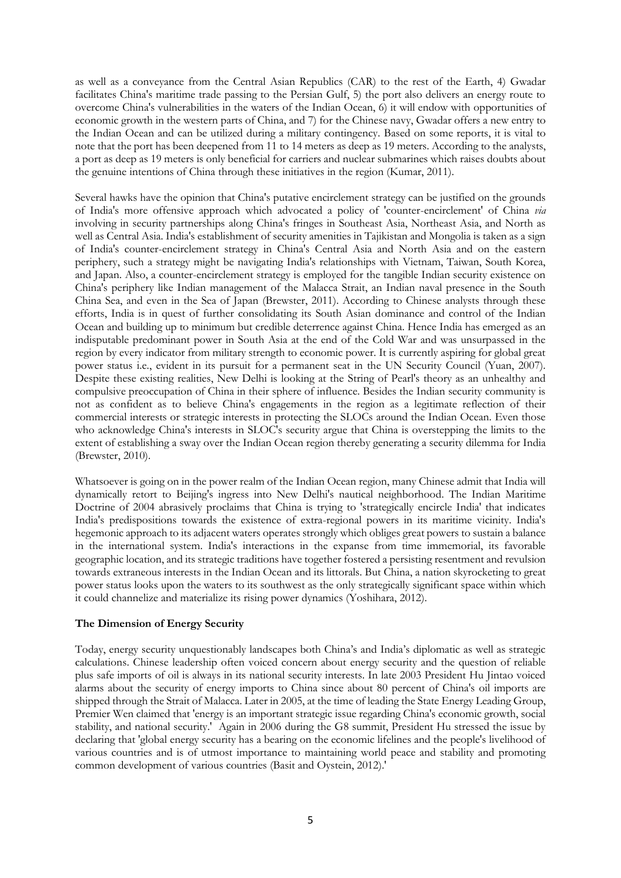as well as a conveyance from the Central Asian Republics (CAR) to the rest of the Earth, 4) Gwadar facilitates China's maritime trade passing to the Persian Gulf, 5) the port also delivers an energy route to overcome China's vulnerabilities in the waters of the Indian Ocean, 6) it will endow with opportunities of economic growth in the western parts of China, and 7) for the Chinese navy, Gwadar offers a new entry to the Indian Ocean and can be utilized during a military contingency. Based on some reports, it is vital to note that the port has been deepened from 11 to 14 meters as deep as 19 meters. According to the analysts, a port as deep as 19 meters is only beneficial for carriers and nuclear submarines which raises doubts about the genuine intentions of China through these initiatives in the region (Kumar, 2011).

Several hawks have the opinion that China's putative encirclement strategy can be justified on the grounds of India's more offensive approach which advocated a policy of 'counter-encirclement' of China *via* involving in security partnerships along China's fringes in Southeast Asia, Northeast Asia, and North as well as Central Asia. India's establishment of security amenities in Tajikistan and Mongolia is taken as a sign of India's counter-encirclement strategy in China's Central Asia and North Asia and on the eastern periphery, such a strategy might be navigating India's relationships with Vietnam, Taiwan, South Korea, and Japan. Also, a counter-encirclement strategy is employed for the tangible Indian security existence on China's periphery like Indian management of the Malacca Strait, an Indian naval presence in the South China Sea, and even in the Sea of Japan (Brewster, 2011). According to Chinese analysts through these efforts, India is in quest of further consolidating its South Asian dominance and control of the Indian Ocean and building up to minimum but credible deterrence against China. Hence India has emerged as an indisputable predominant power in South Asia at the end of the Cold War and was unsurpassed in the region by every indicator from military strength to economic power. It is currently aspiring for global great power status i.e., evident in its pursuit for a permanent seat in the UN Security Council (Yuan, 2007). Despite these existing realities, New Delhi is looking at the String of Pearl's theory as an unhealthy and compulsive preoccupation of China in their sphere of influence. Besides the Indian security community is not as confident as to believe China's engagements in the region as a legitimate reflection of their commercial interests or strategic interests in protecting the SLOCs around the Indian Ocean. Even those who acknowledge China's interests in SLOC's security argue that China is overstepping the limits to the extent of establishing a sway over the Indian Ocean region thereby generating a security dilemma for India (Brewster, 2010).

Whatsoever is going on in the power realm of the Indian Ocean region, many Chinese admit that India will dynamically retort to Beijing's ingress into New Delhi's nautical neighborhood. The Indian Maritime Doctrine of 2004 abrasively proclaims that China is trying to 'strategically encircle India' that indicates India's predispositions towards the existence of extra-regional powers in its maritime vicinity. India's hegemonic approach to its adjacent waters operates strongly which obliges great powers to sustain a balance in the international system. India's interactions in the expanse from time immemorial, its favorable geographic location, and its strategic traditions have together fostered a persisting resentment and revulsion towards extraneous interests in the Indian Ocean and its littorals. But China, a nation skyrocketing to great power status looks upon the waters to its southwest as the only strategically significant space within which it could channelize and materialize its rising power dynamics (Yoshihara, 2012).

### The Dimension of Energy Security

Today, energy security unquestionably landscapes both China's and India's diplomatic as well as strategic calculations. Chinese leadership often voiced concern about energy security and the question of reliable plus safe imports of oil is always in its national security interests. In late 2003 President Hu Jintao voiced alarms about the security of energy imports to China since about 80 percent of China's oil imports are shipped through the Strait of Malacca. Later in 2005, at the time of leading the State Energy Leading Group, Premier Wen claimed that 'energy is an important strategic issue regarding China's economic growth, social stability, and national security.' Again in 2006 during the G8 summit, President Hu stressed the issue by declaring that 'global energy security has a bearing on the economic lifelines and the people's livelihood of various countries and is of utmost importance to maintaining world peace and stability and promoting common development of various countries (Basit and Oystein, 2012).'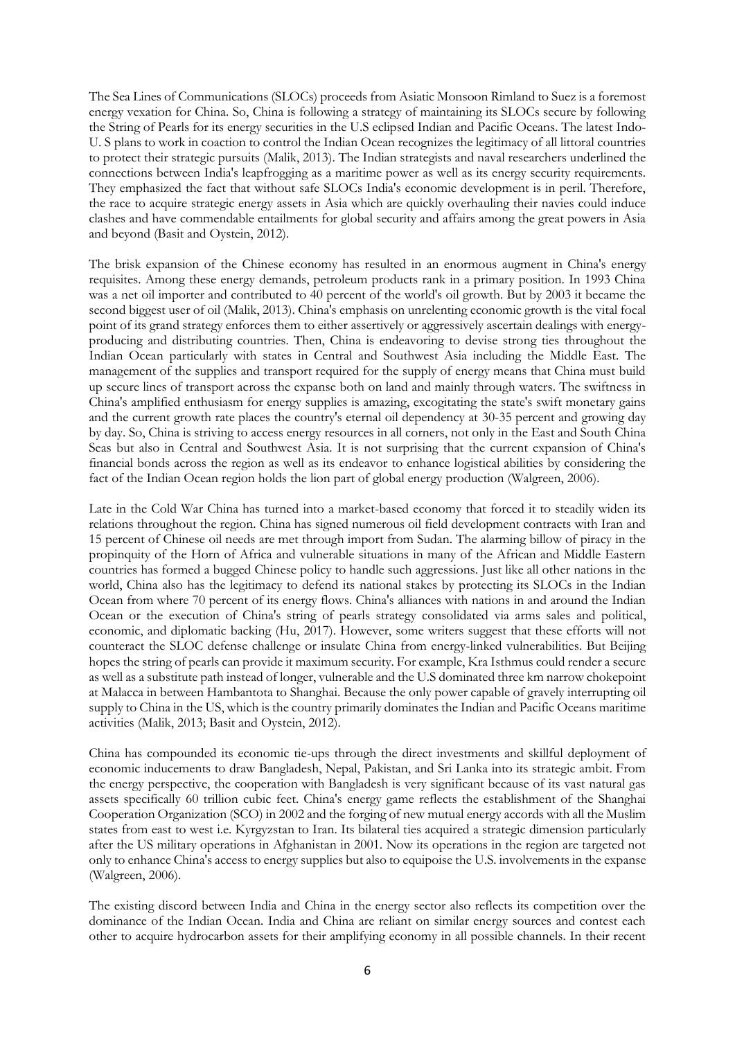The Sea Lines of Communications (SLOCs) proceeds from Asiatic Monsoon Rimland to Suez is a foremost energy vexation for China. So, China is following a strategy of maintaining its SLOCs secure by following the String of Pearls for its energy securities in the U.S eclipsed Indian and Pacific Oceans. The latest Indo-U. S plans to work in coaction to control the Indian Ocean recognizes the legitimacy of all littoral countries to protect their strategic pursuits (Malik, 2013). The Indian strategists and naval researchers underlined the connections between India's leapfrogging as a maritime power as well as its energy security requirements. They emphasized the fact that without safe SLOCs India's economic development is in peril. Therefore, the race to acquire strategic energy assets in Asia which are quickly overhauling their navies could induce clashes and have commendable entailments for global security and affairs among the great powers in Asia and beyond (Basit and Oystein, 2012).

The brisk expansion of the Chinese economy has resulted in an enormous augment in China's energy requisites. Among these energy demands, petroleum products rank in a primary position. In 1993 China was a net oil importer and contributed to 40 percent of the world's oil growth. But by 2003 it became the second biggest user of oil (Malik, 2013). China's emphasis on unrelenting economic growth is the vital focal point of its grand strategy enforces them to either assertively or aggressively ascertain dealings with energy-producing and distributing countries. Then, China is endeavoring to devise strong ties throughout the Indian Ocean particularly with states in Central and Southwest Asia including the Middle East. The management of the supplies and transport required for the supply of energy means that China must build up secure lines of transport across the expanse both on land and mainly through waters. The swiftness in China's amplified enthusiasm for energy supplies is amazing, excogitating the state's swift monetary gains and the current growth rate places the country's eternal oil dependency at 30-35 percent and growing day by day. So, China is striving to access energy resources in all corners, not only in the East and South China Seas but also in Central and Southwest Asia. It is not surprising that the current expansion of China's financial bonds across the region as well as its endeavor to enhance logistical abilities by considering the fact of the Indian Ocean region holds the lion part of global energy production (Walgreen, 2006).

Late in the Cold War China has turned into a market-based economy that forced it to steadily widen its relations throughout the region. China has signed numerous oil field development contracts with Iran and 15 percent of Chinese oil needs are met through import from Sudan. The alarming billow of piracy in the propinquity of the Horn of Africa and vulnerable situations in many of the African and Middle Eastern countries has formed a bugged Chinese policy to handle such aggressions. Just like all other nations in the world, China also has the legitimacy to defend its national stakes by protecting its SLOCs in the Indian Ocean from where 70 percent of its energy flows. China's alliances with nations in and around the Indian Ocean or the execution of China's string of pearls strategy consolidated via arms sales and political, economic, and diplomatic backing (Hu, 2017). However, some writers suggest that these efforts will not counteract the SLOC defense challenge or insulate China from energy-linked vulnerabilities. But Beijing hopes the string of pearls can provide it maximum security. For example, Kra Isthmus could render a secure as well as a substitute path instead of longer, vulnerable and the U.S dominated three km narrow chokepoint at Malacca in between Hambantota to Shanghai. Because the only power capable of gravely interrupting oil supply to China in the US, which is the country primarily dominates the Indian and Pacific Oceans maritime activities (Malik, 2013; Basit and Oystein, 2012).

China has compounded its economic tie-ups through the direct investments and skillful deployment of economic inducements to draw Bangladesh, Nepal, Pakistan, and Sri Lanka into its strategic ambit. From the energy perspective, the cooperation with Bangladesh is very significant because of its vast natural gas assets specifically 60 trillion cubic feet. China's energy game reflects the establishment of the Shanghai Cooperation Organization (SCO) in 2002 and the forging of new mutual energy accords with all the Muslim states from east to west i.e. Kyrgyzstan to Iran. Its bilateral ties acquired a strategic dimension particularly after the US military operations in Afghanistan in 2001. Now its operations in the region are targeted not only to enhance China's access to energy supplies but also to equipoise the U.S. involvements in the expanse (Walgreen, 2006).

The existing discord between India and China in the energy sector also reflects its competition over the dominance of the Indian Ocean. India and China are reliant on similar energy sources and contest each other to acquire hydrocarbon assets for their amplifying economy in all possible channels. In their recent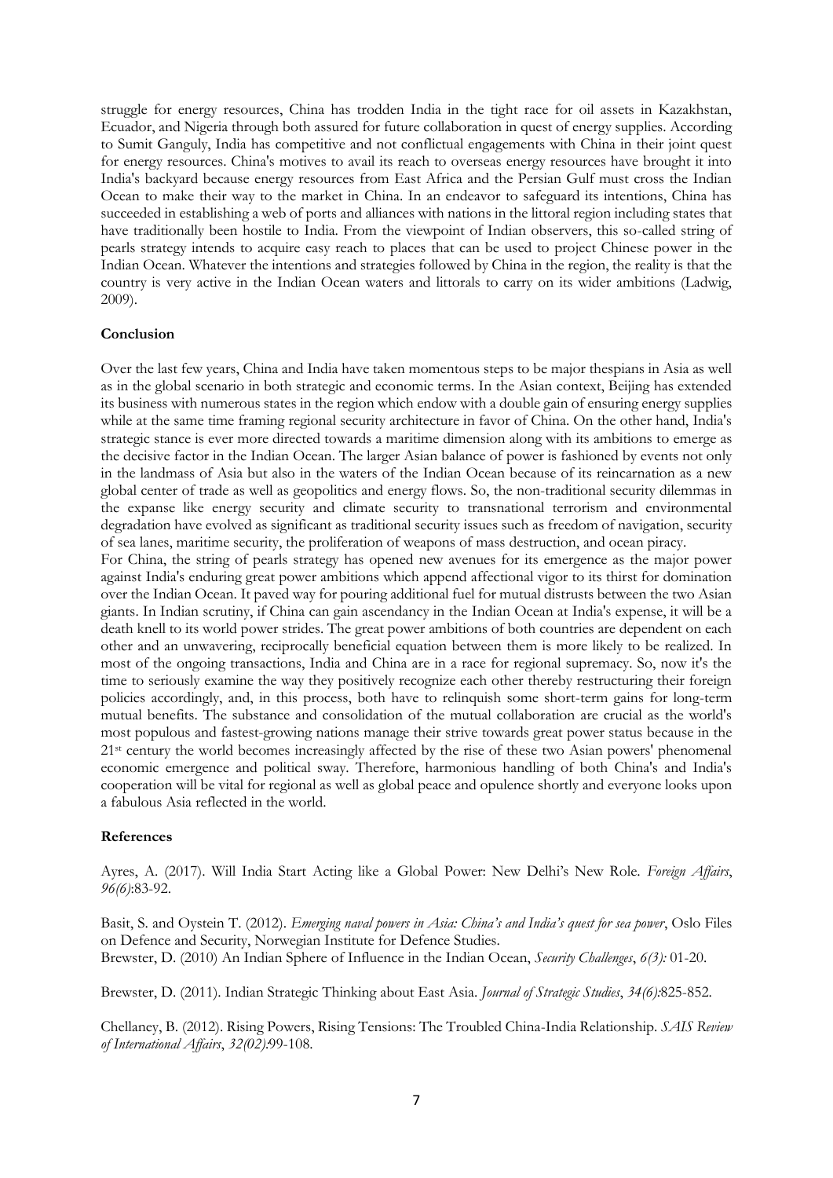struggle for energy resources, China has trodden India in the tight race for oil assets in Kazakhstan, Ecuador, and Nigeria through both assured for future collaboration in quest of energy supplies. According to Sumit Ganguly, India has competitive and not conflictual engagements with China in their joint quest for energy resources. China's motives to avail its reach to overseas energy resources have brought it into India's backyard because energy resources from East Africa and the Persian Gulf must cross the Indian Ocean to make their way to the market in China. In an endeavor to safeguard its intentions, China has succeeded in establishing a web of ports and alliances with nations in the littoral region including states that have traditionally been hostile to India. From the viewpoint of Indian observers, this so-called string of pearls strategy intends to acquire easy reach to places that can be used to project Chinese power in the Indian Ocean. Whatever the intentions and strategies followed by China in the region, the reality is that the country is very active in the Indian Ocean waters and littorals to carry on its wider ambitions (Ladwig, 2009).

**Conclusion**

Over the last few years, China and India have taken momentous steps to be major thespians in Asia as well as in the global scenario in both strategic and economic terms. In the Asian context, Beijing has extended its business with numerous states in the region which endow with a double gain of ensuring energy supplies while at the same time framing regional security architecture in favor of China. On the other hand, India's strategic stance is ever more directed towards a maritime dimension along with its ambitions to emerge as the decisive factor in the Indian Ocean. The larger Asian balance of power is fashioned by events not only in the landmass of Asia but also in the waters of the Indian Ocean because of its reincarnation as a new global center of trade as well as geopolitics and energy flows. So, the non-traditional security dilemmas in the expanse like energy security and climate security to transnational terrorism and environmental degradation have evolved as significant as traditional security issues such as freedom of navigation, security of sea lanes, maritime security, the proliferation of weapons of mass destruction, and ocean piracy.

For China, the string of pearls strategy has opened new avenues for its emergence as the major power against India's enduring great power ambitions which append affectional vigor to its thirst for domination over the Indian Ocean. It paved way for pouring additional fuel for mutual distrusts between the two Asian giants. In Indian scrutiny, if China can gain ascendancy in the Indian Ocean at India's expense, it will be a death knell to its world power strides. The great power ambitions of both countries are dependent on each other and an unwavering, reciprocally beneficial equation between them is more likely to be realized. In most of the ongoing transactions, India and China are in a race for regional supremacy. So, now it's the time to seriously examine the way they positively recognize each other thereby restructuring their foreign policies accordingly, and, in this process, both have to relinquish some short-term gains for long-term mutual benefits. The substance and consolidation of the mutual collaboration are crucial as the world's most populous and fastest-growing nations manage their strive towards great power status because in the 21st century the world becomes increasingly affected by the rise of these two Asian powers' phenomenal economic emergence and political sway. Therefore, harmonious handling of both China's and India's cooperation will be vital for regional as well as global peace and opulence shortly and everyone looks upon a fabulous Asia reflected in the world.

**References**

Ayres, A. (2017). Will India Start Acting like a Global Power: New Delhi's New Role. *Foreign Affairs*, *96(6)*:83-92.

Basit, S. and Oystein T. (2012). *Emerging naval powers in Asia: China's and India's quest for sea power*, Oslo Files on Defence and Security, Norwegian Institute for Defence Studies.

Brewster, D. (2010) An Indian Sphere of Influence in the Indian Ocean, *Security Challenges*, *6(3):* 01-20.

Brewster, D. (2011). Indian Strategic Thinking about East Asia. *Journal of Strategic Studies*, *34(6)*:825-852.

Chellaney, B. (2012). Rising Powers, Rising Tensions: The Troubled China-India Relationship. *SAIS Review of International Affairs*, *32(02)*:99-108.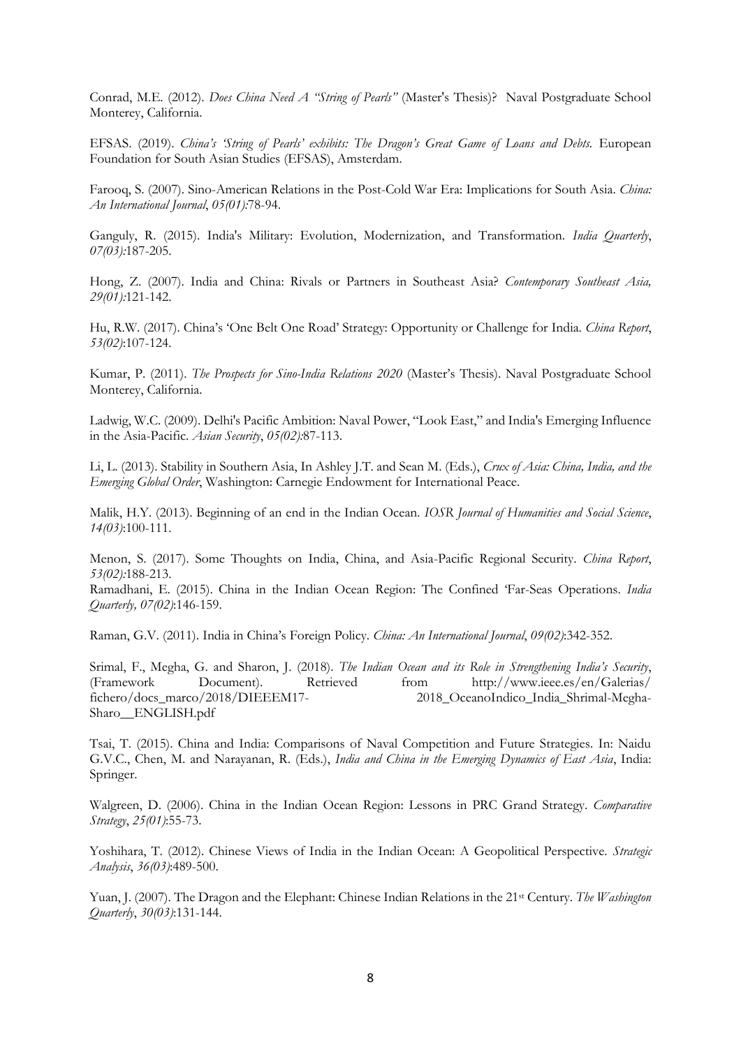Conrad, M.E. (2012). *Does China Need A "String of Pearls"* (Master's Thesis)? Naval Postgraduate School Monterey, California.

EFSAS. (2019). *China's 'String of Pearls' exhibits: The Dragon's Great Game of Loans and Debts.* European Foundation for South Asian Studies (EFSAS), Amsterdam.

Farooq, S. (2007). Sino-American Relations in the Post-Cold War Era: Implications for South Asia. *China: An International Journal*, *05(01):*78-94.

Ganguly, R. (2015). India's Military: Evolution, Modernization, and Transformation. *India Quarterly*, *07(03):*187-205.

Hong, Z. (2007). India and China: Rivals or Partners in Southeast Asia? *Contemporary Southeast Asia, 29(01):*121-142.

Hu, R.W. (2017). China's 'One Belt One Road' Strategy: Opportunity or Challenge for India. *China Report*, *53(02)*:107-124.

Kumar, P. (2011). *The Prospects for Sino-India Relations 2020* (Master's Thesis). Naval Postgraduate School Monterey, California.

Ladwig, W.C. (2009). Delhi's Pacific Ambition: Naval Power, "Look East," and India's Emerging Influence in the Asia-Pacific. *Asian Security*, *05(02):*87-113.

Li, L. (2013). Stability in Southern Asia, In Ashley J.T. and Sean M. (Eds.), *Crux of Asia: China, India, and the Emerging Global Order*, Washington: Carnegie Endowment for International Peace.

Malik, H.Y. (2013). Beginning of an end in the Indian Ocean. *IOSR Journal of Humanities and Social Science*, *14(03)*:100-111.

Menon, S. (2017). Some Thoughts on India, China, and Asia-Pacific Regional Security. *China Report*, *53(02):*188-213.

Ramadhani, E. (2015). China in the Indian Ocean Region: The Confined 'Far-Seas Operations. *India Quarterly, 07(02)*:146-159.

Raman, G.V. (2011). India in China's Foreign Policy. *China: An International Journal*, *09(02)*:342-352.

Srimal, F., Megha, G. and Sharon, J. (2018). *The Indian Ocean and its Role in Strengthening India's Security*, (Framework Document). Retrieved from http://www.ieee.es/en/Galerias/fichero/docs_marco/2018/DIEEEM17-2018_OceanoIndico_India_Shrimal-Megha-Sharo__ENGLISH.pdf

Tsai, T. (2015). China and India: Comparisons of Naval Competition and Future Strategies. In: Naidu G.V.C., Chen, M. and Narayanan, R. (Eds.), *India and China in the Emerging Dynamics of East Asia*, India: Springer.

Walgreen, D. (2006). China in the Indian Ocean Region: Lessons in PRC Grand Strategy. *Comparative Strategy*, *25(01)*:55-73.

Yoshihara, T. (2012). Chinese Views of India in the Indian Ocean: A Geopolitical Perspective. *Strategic Analysis*, *36(03)*:489-500.

Yuan, J. (2007). The Dragon and the Elephant: Chinese Indian Relations in the 21st Century. *The Washington Quarterly*, *30(03)*:131-144.